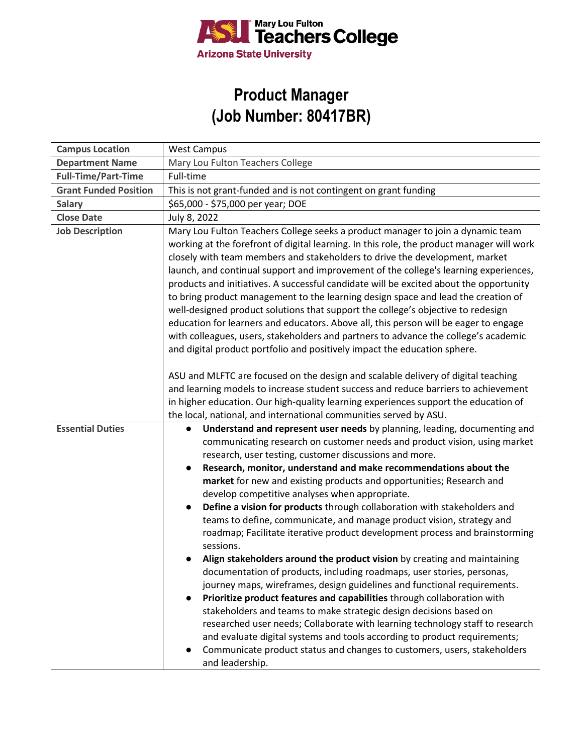# Product Manager
# (Job Number: 80417BR)

| | |
|---|---|
| **Campus Location** | West Campus |
| **Department Name** | Mary Lou Fulton Teachers College |
| **Full-Time/Part-Time** | Full-time |
| **Grant Funded Position** | This is not grant-funded and is not contingent on grant funding |
| **Salary** | $65,000 - $75,000 per year; DOE |
| **Close Date** | July 8, 2022 |
| **Job Description** | Mary Lou Fulton Teachers College seeks a product manager to join a dynamic team working at the forefront of digital learning. In this role, the product manager will work closely with team members and stakeholders to drive the development, market launch, and continual support and improvement of the college's learning experiences, products and initiatives. A successful candidate will be excited about the opportunity to bring product management to the learning design space and lead the creation of well-designed product solutions that support the college's objective to redesign education for learners and educators. Above all, this person will be eager to engage with colleagues, users, stakeholders and partners to advance the college's academic and digital product portfolio and positively impact the education sphere.<br><br>ASU and MLFTC are focused on the design and scalable delivery of digital teaching and learning models to increase student success and reduce barriers to achievement in higher education. Our high-quality learning experiences support the education of the local, national, and international communities served by ASU. |
| **Essential Duties** | ● **Understand and represent user needs** by planning, leading, documenting and communicating research on customer needs and product vision, using market research, user testing, customer discussions and more.<br>● **Research, monitor, understand and make recommendations about the market** for new and existing products and opportunities; Research and develop competitive analyses when appropriate.<br>● **Define a vision for products** through collaboration with stakeholders and teams to define, communicate, and manage product vision, strategy and roadmap; Facilitate iterative product development process and brainstorming sessions.<br>● **Align stakeholders around the product vision** by creating and maintaining documentation of products, including roadmaps, user stories, personas, journey maps, wireframes, design guidelines and functional requirements.<br>● **Prioritize product features and capabilities** through collaboration with stakeholders and teams to make strategic design decisions based on researched user needs; Collaborate with learning technology staff to research and evaluate digital systems and tools according to product requirements;<br>● Communicate product status and changes to customers, users, stakeholders and leadership. |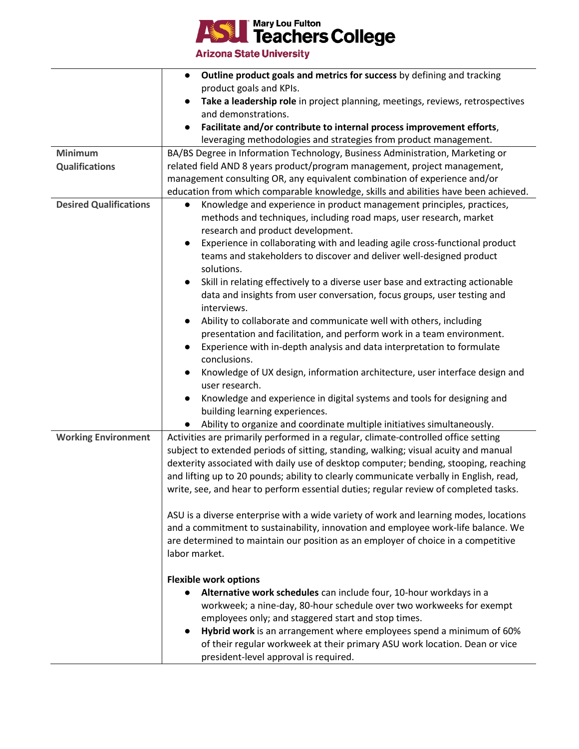| | |
|---|---|
| | • **Outline product goals and metrics for success** by defining and tracking product goals and KPIs.<br>• **Take a leadership role** in project planning, meetings, reviews, retrospectives and demonstrations.<br>• **Facilitate and/or contribute to internal process improvement efforts**, leveraging methodologies and strategies from product management. |
| **Minimum Qualifications** | BA/BS Degree in Information Technology, Business Administration, Marketing or related field AND 8 years product/program management, project management, management consulting OR, any equivalent combination of experience and/or education from which comparable knowledge, skills and abilities have been achieved. |
| **Desired Qualifications** | • Knowledge and experience in product management principles, practices, methods and techniques, including road maps, user research, market research and product development.<br>• Experience in collaborating with and leading agile cross-functional product teams and stakeholders to discover and deliver well-designed product solutions.<br>• Skill in relating effectively to a diverse user base and extracting actionable data and insights from user conversation, focus groups, user testing and interviews.<br>• Ability to collaborate and communicate well with others, including presentation and facilitation, and perform work in a team environment.<br>• Experience with in-depth analysis and data interpretation to formulate conclusions.<br>• Knowledge of UX design, information architecture, user interface design and user research.<br>• Knowledge and experience in digital systems and tools for designing and building learning experiences.<br>• Ability to organize and coordinate multiple initiatives simultaneously. |
| **Working Environment** | Activities are primarily performed in a regular, climate-controlled office setting subject to extended periods of sitting, standing, walking; visual acuity and manual dexterity associated with daily use of desktop computer; bending, stooping, reaching and lifting up to 20 pounds; ability to clearly communicate verbally in English, read, write, see, and hear to perform essential duties; regular review of completed tasks.<br><br>ASU is a diverse enterprise with a wide variety of work and learning modes, locations and a commitment to sustainability, innovation and employee work-life balance. We are determined to maintain our position as an employer of choice in a competitive labor market.<br><br>**Flexible work options**<br>• **Alternative work schedules** can include four, 10-hour workdays in a workweek; a nine-day, 80-hour schedule over two workweeks for exempt employees only; and staggered start and stop times.<br>• **Hybrid work** is an arrangement where employees spend a minimum of 60% of their regular workweek at their primary ASU work location. Dean or vice president-level approval is required. |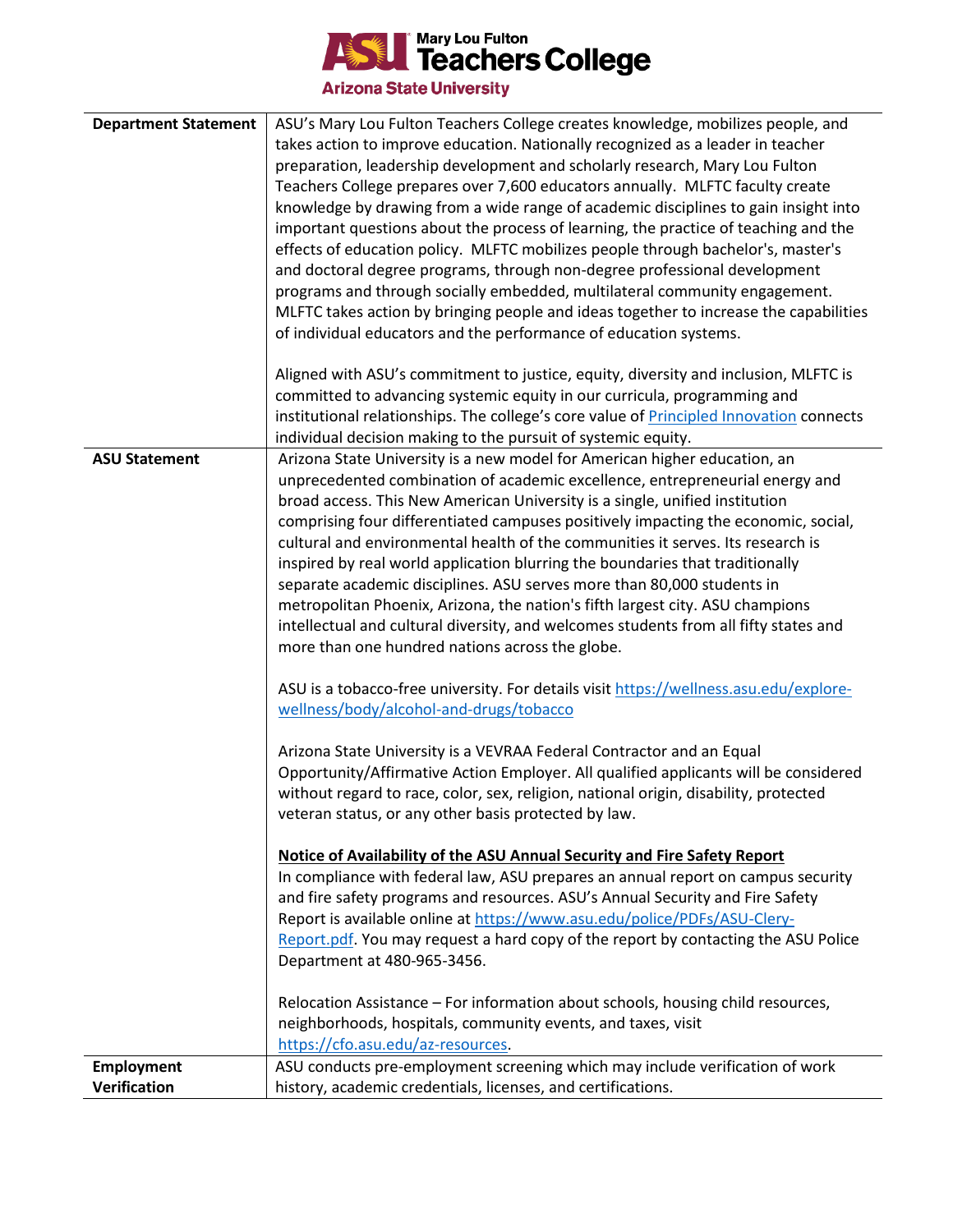| | |
|---|---|
| **Department Statement** | ASU's Mary Lou Fulton Teachers College creates knowledge, mobilizes people, and takes action to improve education. Nationally recognized as a leader in teacher preparation, leadership development and scholarly research, Mary Lou Fulton Teachers College prepares over 7,600 educators annually. MLFTC faculty create knowledge by drawing from a wide range of academic disciplines to gain insight into important questions about the process of learning, the practice of teaching and the effects of education policy. MLFTC mobilizes people through bachelor's, master's and doctoral degree programs, through non-degree professional development programs and through socially embedded, multilateral community engagement. MLFTC takes action by bringing people and ideas together to increase the capabilities of individual educators and the performance of education systems.<br><br>Aligned with ASU's commitment to justice, equity, diversity and inclusion, MLFTC is committed to advancing systemic equity in our curricula, programming and institutional relationships. The college's core value of [Principled Innovation](Principled Innovation) connects individual decision making to the pursuit of systemic equity. |
| **ASU Statement** | Arizona State University is a new model for American higher education, an unprecedented combination of academic excellence, entrepreneurial energy and broad access. This New American University is a single, unified institution comprising four differentiated campuses positively impacting the economic, social, cultural and environmental health of the communities it serves. Its research is inspired by real world application blurring the boundaries that traditionally separate academic disciplines. ASU serves more than 80,000 students in metropolitan Phoenix, Arizona, the nation's fifth largest city. ASU champions intellectual and cultural diversity, and welcomes students from all fifty states and more than one hundred nations across the globe.<br><br>ASU is a tobacco-free university. For details visit https://wellness.asu.edu/explore-wellness/body/alcohol-and-drugs/tobacco<br><br>Arizona State University is a VEVRAA Federal Contractor and an Equal Opportunity/Affirmative Action Employer. All qualified applicants will be considered without regard to race, color, sex, religion, national origin, disability, protected veteran status, or any other basis protected by law.<br><br>**Notice of Availability of the ASU Annual Security and Fire Safety Report**<br>In compliance with federal law, ASU prepares an annual report on campus security and fire safety programs and resources. ASU's Annual Security and Fire Safety Report is available online at https://www.asu.edu/police/PDFs/ASU-Clery-Report.pdf. You may request a hard copy of the report by contacting the ASU Police Department at 480-965-3456.<br><br>Relocation Assistance – For information about schools, housing child resources, neighborhoods, hospitals, community events, and taxes, visit https://cfo.asu.edu/az-resources. |
| **Employment Verification** | ASU conducts pre-employment screening which may include verification of work history, academic credentials, licenses, and certifications. |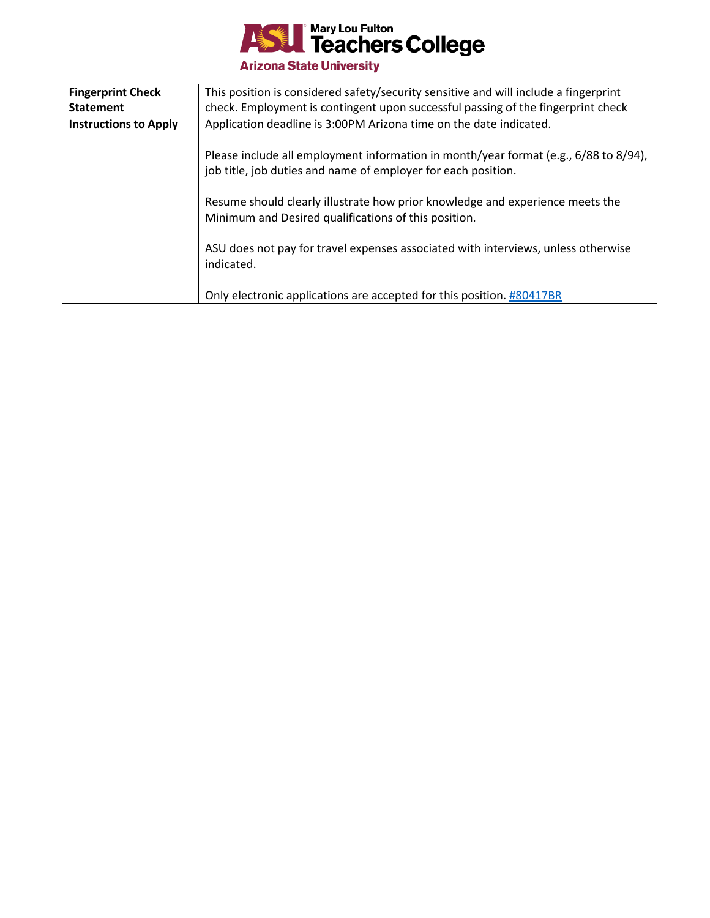| | |
|---|---|
| **Fingerprint Check Statement** | This position is considered safety/security sensitive and will include a fingerprint check. Employment is contingent upon successful passing of the fingerprint check |
| **Instructions to Apply** | Application deadline is 3:00PM Arizona time on the date indicated.<br><br>Please include all employment information in month/year format (e.g., 6/88 to 8/94), job title, job duties and name of employer for each position.<br><br>Resume should clearly illustrate how prior knowledge and experience meets the Minimum and Desired qualifications of this position.<br><br>ASU does not pay for travel expenses associated with interviews, unless otherwise indicated.<br><br>Only electronic applications are accepted for this position. #80417BR |